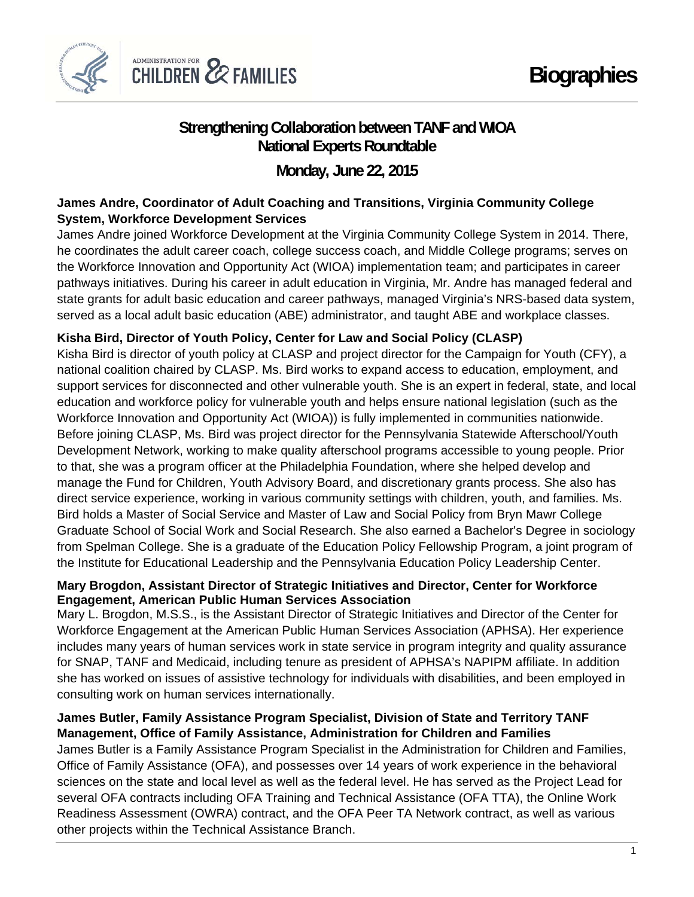# Biographies

## Strengthening Collaboration between TANF and WIOA National Experts Roundtable

### Monday, June 22, 2015

**James Andre, Coordinator of Adult Coaching and Transitions, Virginia Community College System, Workforce Development Services**

James Andre joined Workforce Development at the Virginia Community College System in 2014. There, he coordinates the adult career coach, college success coach, and Middle College programs; serves on the Workforce Innovation and Opportunity Act (WIOA) implementation team; and participates in career pathways initiatives. During his career in adult education in Virginia, Mr. Andre has managed federal and state grants for adult basic education and career pathways, managed Virginia's NRS-based data system, served as a local adult basic education (ABE) administrator, and taught ABE and workplace classes.

**Kisha Bird, Director of Youth Policy, Center for Law and Social Policy (CLASP)**

Kisha Bird is director of youth policy at CLASP and project director for the Campaign for Youth (CFY), a national coalition chaired by CLASP. Ms. Bird works to expand access to education, employment, and support services for disconnected and other vulnerable youth. She is an expert in federal, state, and local education and workforce policy for vulnerable youth and helps ensure national legislation (such as the Workforce Innovation and Opportunity Act (WIOA)) is fully implemented in communities nationwide. Before joining CLASP, Ms. Bird was project director for the Pennsylvania Statewide Afterschool/Youth Development Network, working to make quality afterschool programs accessible to young people. Prior to that, she was a program officer at the Philadelphia Foundation, where she helped develop and manage the Fund for Children, Youth Advisory Board, and discretionary grants process. She also has direct service experience, working in various community settings with children, youth, and families. Ms. Bird holds a Master of Social Service and Master of Law and Social Policy from Bryn Mawr College Graduate School of Social Work and Social Research. She also earned a Bachelor's Degree in sociology from Spelman College. She is a graduate of the Education Policy Fellowship Program, a joint program of the Institute for Educational Leadership and the Pennsylvania Education Policy Leadership Center.

**Mary Brogdon, Assistant Director of Strategic Initiatives and Director, Center for Workforce Engagement, American Public Human Services Association**

Mary L. Brogdon, M.S.S., is the Assistant Director of Strategic Initiatives and Director of the Center for Workforce Engagement at the American Public Human Services Association (APHSA). Her experience includes many years of human services work in state service in program integrity and quality assurance for SNAP, TANF and Medicaid, including tenure as president of APHSA's NAPIPM affiliate. In addition she has worked on issues of assistive technology for individuals with disabilities, and been employed in consulting work on human services internationally.

**James Butler, Family Assistance Program Specialist, Division of State and Territory TANF Management, Office of Family Assistance, Administration for Children and Families**

James Butler is a Family Assistance Program Specialist in the Administration for Children and Families, Office of Family Assistance (OFA), and possesses over 14 years of work experience in the behavioral sciences on the state and local level as well as the federal level. He has served as the Project Lead for several OFA contracts including OFA Training and Technical Assistance (OFA TTA), the Online Work Readiness Assessment (OWRA) contract, and the OFA Peer TA Network contract, as well as various other projects within the Technical Assistance Branch.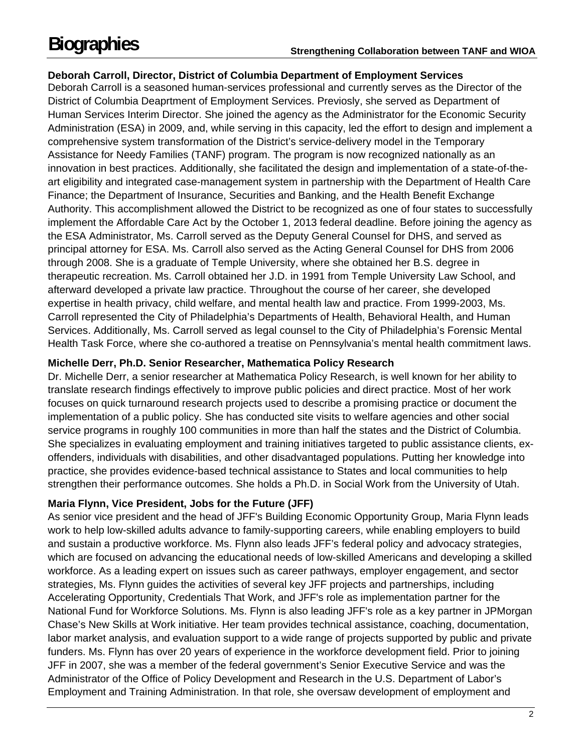# Biographies

**Deborah Carroll, Director, District of Columbia Department of Employment Services**

Deborah Carroll is a seasoned human-services professional and currently serves as the Director of the District of Columbia Deaprtment of Employment Services. Previosly, she served as Department of Human Services Interim Director. She joined the agency as the Administrator for the Economic Security Administration (ESA) in 2009, and, while serving in this capacity, led the effort to design and implement a comprehensive system transformation of the District's service-delivery model in the Temporary Assistance for Needy Families (TANF) program. The program is now recognized nationally as an innovation in best practices. Additionally, she facilitated the design and implementation of a state-of-the-art eligibility and integrated case-management system in partnership with the Department of Health Care Finance; the Department of Insurance, Securities and Banking, and the Health Benefit Exchange Authority. This accomplishment allowed the District to be recognized as one of four states to successfully implement the Affordable Care Act by the October 1, 2013 federal deadline. Before joining the agency as the ESA Administrator, Ms. Carroll served as the Deputy General Counsel for DHS, and served as principal attorney for ESA. Ms. Carroll also served as the Acting General Counsel for DHS from 2006 through 2008. She is a graduate of Temple University, where she obtained her B.S. degree in therapeutic recreation. Ms. Carroll obtained her J.D. in 1991 from Temple University Law School, and afterward developed a private law practice. Throughout the course of her career, she developed expertise in health privacy, child welfare, and mental health law and practice. From 1999-2003, Ms. Carroll represented the City of Philadelphia's Departments of Health, Behavioral Health, and Human Services. Additionally, Ms. Carroll served as legal counsel to the City of Philadelphia's Forensic Mental Health Task Force, where she co-authored a treatise on Pennsylvania's mental health commitment laws.

**Michelle Derr, Ph.D. Senior Researcher, Mathematica Policy Research**

Dr. Michelle Derr, a senior researcher at Mathematica Policy Research, is well known for her ability to translate research findings effectively to improve public policies and direct practice. Most of her work focuses on quick turnaround research projects used to describe a promising practice or document the implementation of a public policy. She has conducted site visits to welfare agencies and other social service programs in roughly 100 communities in more than half the states and the District of Columbia. She specializes in evaluating employment and training initiatives targeted to public assistance clients, ex-offenders, individuals with disabilities, and other disadvantaged populations. Putting her knowledge into practice, she provides evidence-based technical assistance to States and local communities to help strengthen their performance outcomes. She holds a Ph.D. in Social Work from the University of Utah.

**Maria Flynn, Vice President, Jobs for the Future (JFF)**

As senior vice president and the head of JFF's Building Economic Opportunity Group, Maria Flynn leads work to help low-skilled adults advance to family-supporting careers, while enabling employers to build and sustain a productive workforce. Ms. Flynn also leads JFF's federal policy and advocacy strategies, which are focused on advancing the educational needs of low-skilled Americans and developing a skilled workforce. As a leading expert on issues such as career pathways, employer engagement, and sector strategies, Ms. Flynn guides the activities of several key JFF projects and partnerships, including Accelerating Opportunity, Credentials That Work, and JFF's role as implementation partner for the National Fund for Workforce Solutions. Ms. Flynn is also leading JFF's role as a key partner in JPMorgan Chase's New Skills at Work initiative. Her team provides technical assistance, coaching, documentation, labor market analysis, and evaluation support to a wide range of projects supported by public and private funders. Ms. Flynn has over 20 years of experience in the workforce development field. Prior to joining JFF in 2007, she was a member of the federal government's Senior Executive Service and was the Administrator of the Office of Policy Development and Research in the U.S. Department of Labor's Employment and Training Administration. In that role, she oversaw development of employment and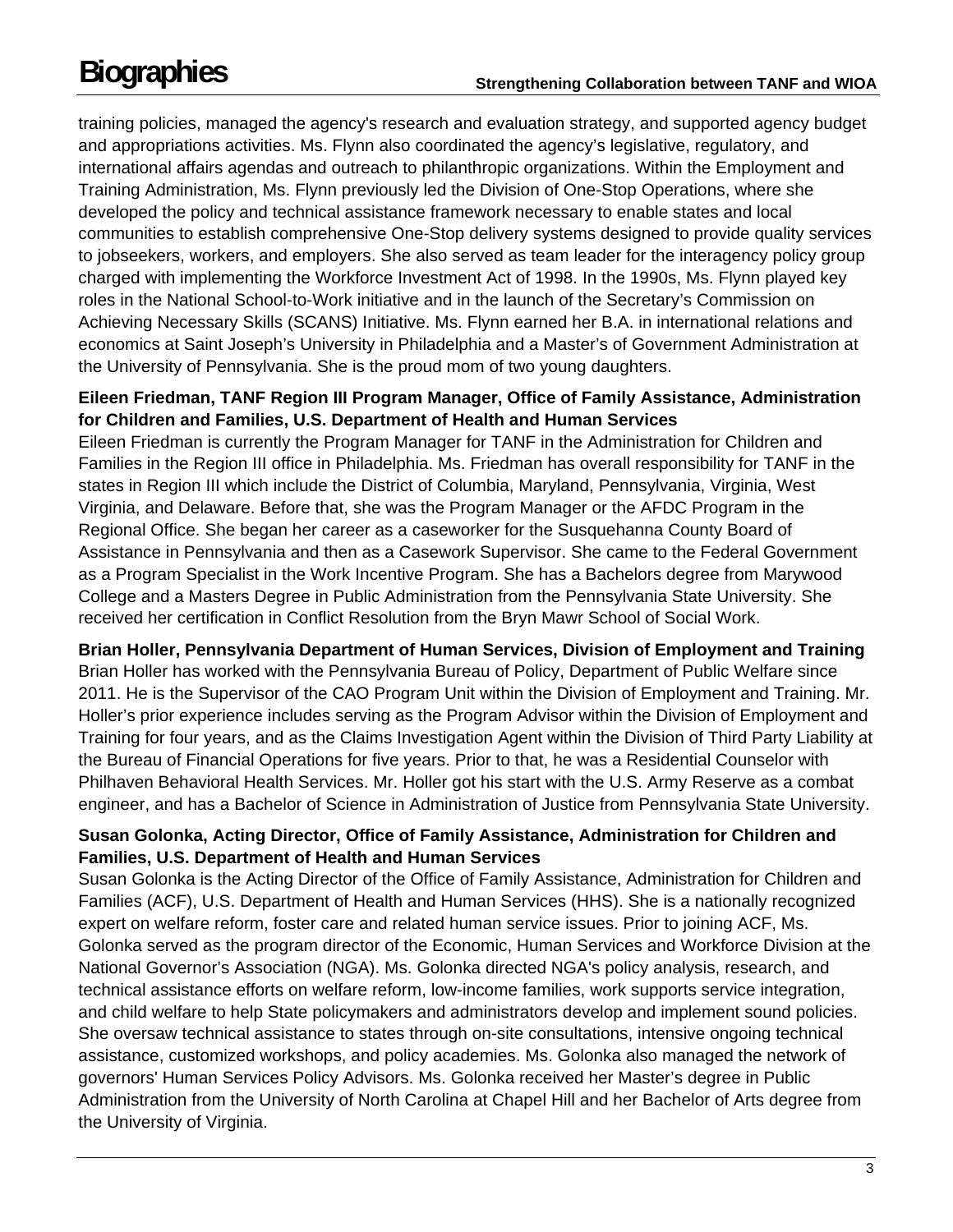training policies, managed the agency's research and evaluation strategy, and supported agency budget and appropriations activities. Ms. Flynn also coordinated the agency's legislative, regulatory, and international affairs agendas and outreach to philanthropic organizations. Within the Employment and Training Administration, Ms. Flynn previously led the Division of One-Stop Operations, where she developed the policy and technical assistance framework necessary to enable states and local communities to establish comprehensive One-Stop delivery systems designed to provide quality services to jobseekers, workers, and employers. She also served as team leader for the interagency policy group charged with implementing the Workforce Investment Act of 1998. In the 1990s, Ms. Flynn played key roles in the National School-to-Work initiative and in the launch of the Secretary's Commission on Achieving Necessary Skills (SCANS) Initiative. Ms. Flynn earned her B.A. in international relations and economics at Saint Joseph's University in Philadelphia and a Master's of Government Administration at the University of Pennsylvania. She is the proud mom of two young daughters.

**Eileen Friedman, TANF Region III Program Manager, Office of Family Assistance, Administration for Children and Families, U.S. Department of Health and Human Services**

Eileen Friedman is currently the Program Manager for TANF in the Administration for Children and Families in the Region III office in Philadelphia. Ms. Friedman has overall responsibility for TANF in the states in Region III which include the District of Columbia, Maryland, Pennsylvania, Virginia, West Virginia, and Delaware. Before that, she was the Program Manager or the AFDC Program in the Regional Office. She began her career as a caseworker for the Susquehanna County Board of Assistance in Pennsylvania and then as a Casework Supervisor. She came to the Federal Government as a Program Specialist in the Work Incentive Program. She has a Bachelors degree from Marywood College and a Masters Degree in Public Administration from the Pennsylvania State University. She received her certification in Conflict Resolution from the Bryn Mawr School of Social Work.

**Brian Holler, Pennsylvania Department of Human Services, Division of Employment and Training**

Brian Holler has worked with the Pennsylvania Bureau of Policy, Department of Public Welfare since 2011. He is the Supervisor of the CAO Program Unit within the Division of Employment and Training. Mr. Holler's prior experience includes serving as the Program Advisor within the Division of Employment and Training for four years, and as the Claims Investigation Agent within the Division of Third Party Liability at the Bureau of Financial Operations for five years. Prior to that, he was a Residential Counselor with Philhaven Behavioral Health Services. Mr. Holler got his start with the U.S. Army Reserve as a combat engineer, and has a Bachelor of Science in Administration of Justice from Pennsylvania State University.

**Susan Golonka, Acting Director, Office of Family Assistance, Administration for Children and Families, U.S. Department of Health and Human Services**

Susan Golonka is the Acting Director of the Office of Family Assistance, Administration for Children and Families (ACF), U.S. Department of Health and Human Services (HHS). She is a nationally recognized expert on welfare reform, foster care and related human service issues. Prior to joining ACF, Ms. Golonka served as the program director of the Economic, Human Services and Workforce Division at the National Governor's Association (NGA). Ms. Golonka directed NGA's policy analysis, research, and technical assistance efforts on welfare reform, low-income families, work supports service integration, and child welfare to help State policymakers and administrators develop and implement sound policies. She oversaw technical assistance to states through on-site consultations, intensive ongoing technical assistance, customized workshops, and policy academies. Ms. Golonka also managed the network of governors' Human Services Policy Advisors. Ms. Golonka received her Master's degree in Public Administration from the University of North Carolina at Chapel Hill and her Bachelor of Arts degree from the University of Virginia.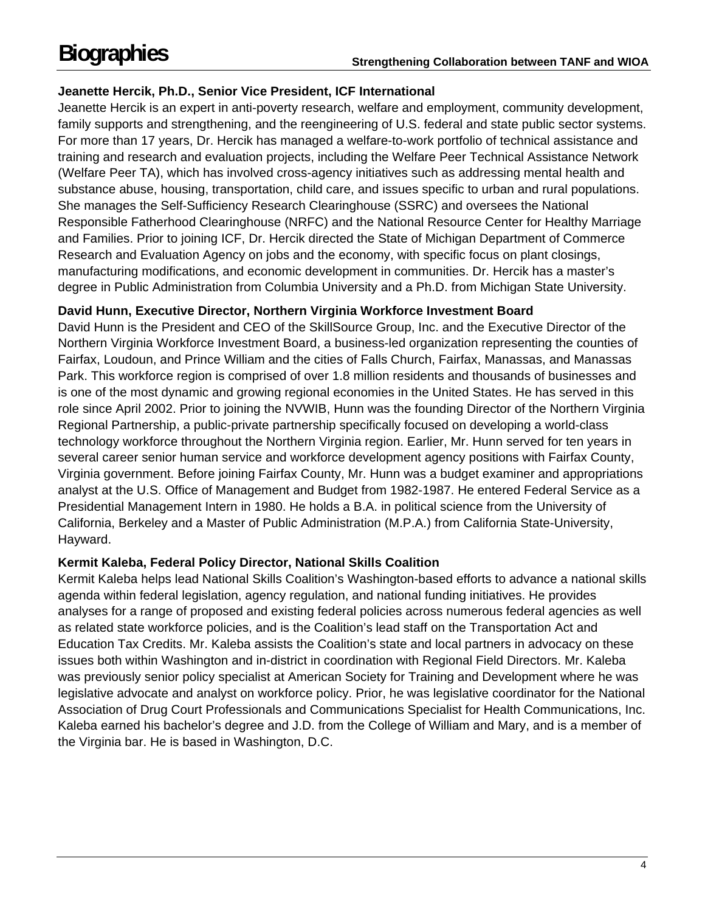# Biographies

**Jeanette Hercik, Ph.D., Senior Vice President, ICF International**

Jeanette Hercik is an expert in anti-poverty research, welfare and employment, community development, family supports and strengthening, and the reengineering of U.S. federal and state public sector systems. For more than 17 years, Dr. Hercik has managed a welfare-to-work portfolio of technical assistance and training and research and evaluation projects, including the Welfare Peer Technical Assistance Network (Welfare Peer TA), which has involved cross-agency initiatives such as addressing mental health and substance abuse, housing, transportation, child care, and issues specific to urban and rural populations. She manages the Self-Sufficiency Research Clearinghouse (SSRC) and oversees the National Responsible Fatherhood Clearinghouse (NRFC) and the National Resource Center for Healthy Marriage and Families. Prior to joining ICF, Dr. Hercik directed the State of Michigan Department of Commerce Research and Evaluation Agency on jobs and the economy, with specific focus on plant closings, manufacturing modifications, and economic development in communities. Dr. Hercik has a master's degree in Public Administration from Columbia University and a Ph.D. from Michigan State University.

**David Hunn, Executive Director, Northern Virginia Workforce Investment Board**

David Hunn is the President and CEO of the SkillSource Group, Inc. and the Executive Director of the Northern Virginia Workforce Investment Board, a business-led organization representing the counties of Fairfax, Loudoun, and Prince William and the cities of Falls Church, Fairfax, Manassas, and Manassas Park. This workforce region is comprised of over 1.8 million residents and thousands of businesses and is one of the most dynamic and growing regional economies in the United States. He has served in this role since April 2002. Prior to joining the NVWIB, Hunn was the founding Director of the Northern Virginia Regional Partnership, a public-private partnership specifically focused on developing a world-class technology workforce throughout the Northern Virginia region. Earlier, Mr. Hunn served for ten years in several career senior human service and workforce development agency positions with Fairfax County, Virginia government. Before joining Fairfax County, Mr. Hunn was a budget examiner and appropriations analyst at the U.S. Office of Management and Budget from 1982-1987. He entered Federal Service as a Presidential Management Intern in 1980. He holds a B.A. in political science from the University of California, Berkeley and a Master of Public Administration (M.P.A.) from California State-University, Hayward.

**Kermit Kaleba, Federal Policy Director, National Skills Coalition**

Kermit Kaleba helps lead National Skills Coalition's Washington-based efforts to advance a national skills agenda within federal legislation, agency regulation, and national funding initiatives. He provides analyses for a range of proposed and existing federal policies across numerous federal agencies as well as related state workforce policies, and is the Coalition's lead staff on the Transportation Act and Education Tax Credits. Mr. Kaleba assists the Coalition's state and local partners in advocacy on these issues both within Washington and in-district in coordination with Regional Field Directors. Mr. Kaleba was previously senior policy specialist at American Society for Training and Development where he was legislative advocate and analyst on workforce policy. Prior, he was legislative coordinator for the National Association of Drug Court Professionals and Communications Specialist for Health Communications, Inc. Kaleba earned his bachelor's degree and J.D. from the College of William and Mary, and is a member of the Virginia bar. He is based in Washington, D.C.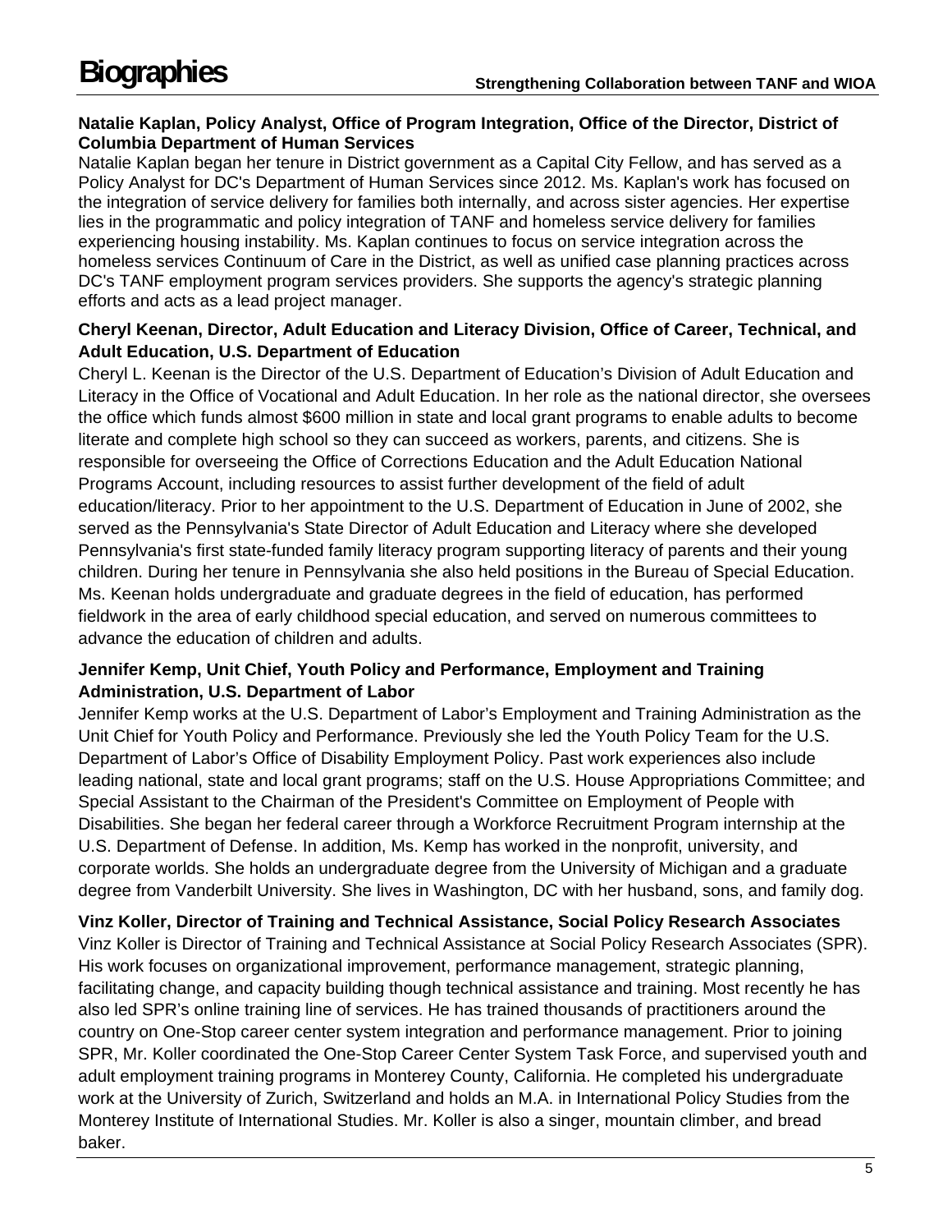# Biographies

**Natalie Kaplan, Policy Analyst, Office of Program Integration, Office of the Director, District of Columbia Department of Human Services**

Natalie Kaplan began her tenure in District government as a Capital City Fellow, and has served as a Policy Analyst for DC's Department of Human Services since 2012. Ms. Kaplan's work has focused on the integration of service delivery for families both internally, and across sister agencies. Her expertise lies in the programmatic and policy integration of TANF and homeless service delivery for families experiencing housing instability. Ms. Kaplan continues to focus on service integration across the homeless services Continuum of Care in the District, as well as unified case planning practices across DC's TANF employment program services providers. She supports the agency's strategic planning efforts and acts as a lead project manager.

**Cheryl Keenan, Director, Adult Education and Literacy Division, Office of Career, Technical, and Adult Education, U.S. Department of Education**

Cheryl L. Keenan is the Director of the U.S. Department of Education's Division of Adult Education and Literacy in the Office of Vocational and Adult Education. In her role as the national director, she oversees the office which funds almost $600 million in state and local grant programs to enable adults to become literate and complete high school so they can succeed as workers, parents, and citizens. She is responsible for overseeing the Office of Corrections Education and the Adult Education National Programs Account, including resources to assist further development of the field of adult education/literacy. Prior to her appointment to the U.S. Department of Education in June of 2002, she served as the Pennsylvania's State Director of Adult Education and Literacy where she developed Pennsylvania's first state-funded family literacy program supporting literacy of parents and their young children. During her tenure in Pennsylvania she also held positions in the Bureau of Special Education. Ms. Keenan holds undergraduate and graduate degrees in the field of education, has performed fieldwork in the area of early childhood special education, and served on numerous committees to advance the education of children and adults.

**Jennifer Kemp, Unit Chief, Youth Policy and Performance, Employment and Training Administration, U.S. Department of Labor**

Jennifer Kemp works at the U.S. Department of Labor's Employment and Training Administration as the Unit Chief for Youth Policy and Performance. Previously she led the Youth Policy Team for the U.S. Department of Labor's Office of Disability Employment Policy. Past work experiences also include leading national, state and local grant programs; staff on the U.S. House Appropriations Committee; and Special Assistant to the Chairman of the President's Committee on Employment of People with Disabilities. She began her federal career through a Workforce Recruitment Program internship at the U.S. Department of Defense. In addition, Ms. Kemp has worked in the nonprofit, university, and corporate worlds. She holds an undergraduate degree from the University of Michigan and a graduate degree from Vanderbilt University. She lives in Washington, DC with her husband, sons, and family dog.

**Vinz Koller, Director of Training and Technical Assistance, Social Policy Research Associates**

Vinz Koller is Director of Training and Technical Assistance at Social Policy Research Associates (SPR). His work focuses on organizational improvement, performance management, strategic planning, facilitating change, and capacity building though technical assistance and training. Most recently he has also led SPR's online training line of services. He has trained thousands of practitioners around the country on One-Stop career center system integration and performance management. Prior to joining SPR, Mr. Koller coordinated the One-Stop Career Center System Task Force, and supervised youth and adult employment training programs in Monterey County, California. He completed his undergraduate work at the University of Zurich, Switzerland and holds an M.A. in International Policy Studies from the Monterey Institute of International Studies. Mr. Koller is also a singer, mountain climber, and bread baker.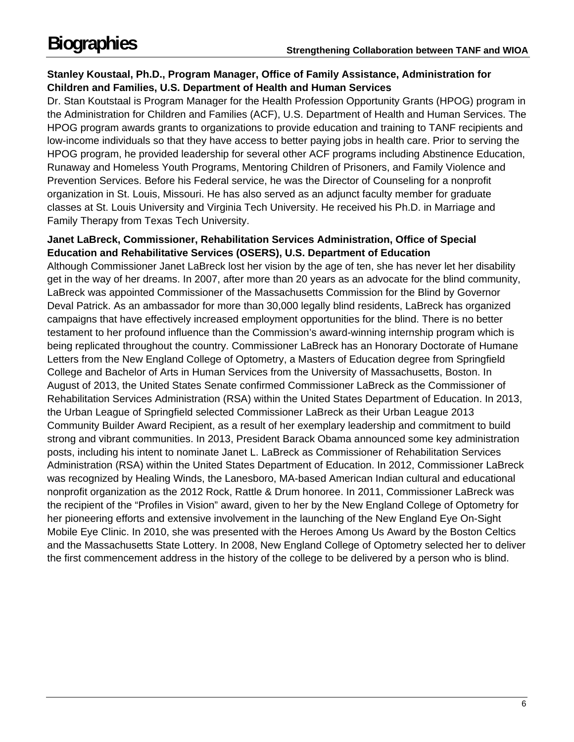# Biographies

**Stanley Koustaal, Ph.D., Program Manager, Office of Family Assistance, Administration for Children and Families, U.S. Department of Health and Human Services**

Dr. Stan Koutstaal is Program Manager for the Health Profession Opportunity Grants (HPOG) program in the Administration for Children and Families (ACF), U.S. Department of Health and Human Services. The HPOG program awards grants to organizations to provide education and training to TANF recipients and low-income individuals so that they have access to better paying jobs in health care. Prior to serving the HPOG program, he provided leadership for several other ACF programs including Abstinence Education, Runaway and Homeless Youth Programs, Mentoring Children of Prisoners, and Family Violence and Prevention Services. Before his Federal service, he was the Director of Counseling for a nonprofit organization in St. Louis, Missouri. He has also served as an adjunct faculty member for graduate classes at St. Louis University and Virginia Tech University. He received his Ph.D. in Marriage and Family Therapy from Texas Tech University.

**Janet LaBreck, Commissioner, Rehabilitation Services Administration, Office of Special Education and Rehabilitative Services (OSERS), U.S. Department of Education**

Although Commissioner Janet LaBreck lost her vision by the age of ten, she has never let her disability get in the way of her dreams. In 2007, after more than 20 years as an advocate for the blind community, LaBreck was appointed Commissioner of the Massachusetts Commission for the Blind by Governor Deval Patrick. As an ambassador for more than 30,000 legally blind residents, LaBreck has organized campaigns that have effectively increased employment opportunities for the blind. There is no better testament to her profound influence than the Commission's award-winning internship program which is being replicated throughout the country. Commissioner LaBreck has an Honorary Doctorate of Humane Letters from the New England College of Optometry, a Masters of Education degree from Springfield College and Bachelor of Arts in Human Services from the University of Massachusetts, Boston. In August of 2013, the United States Senate confirmed Commissioner LaBreck as the Commissioner of Rehabilitation Services Administration (RSA) within the United States Department of Education. In 2013, the Urban League of Springfield selected Commissioner LaBreck as their Urban League 2013 Community Builder Award Recipient, as a result of her exemplary leadership and commitment to build strong and vibrant communities. In 2013, President Barack Obama announced some key administration posts, including his intent to nominate Janet L. LaBreck as Commissioner of Rehabilitation Services Administration (RSA) within the United States Department of Education. In 2012, Commissioner LaBreck was recognized by Healing Winds, the Lanesboro, MA-based American Indian cultural and educational nonprofit organization as the 2012 Rock, Rattle & Drum honoree. In 2011, Commissioner LaBreck was the recipient of the "Profiles in Vision" award, given to her by the New England College of Optometry for her pioneering efforts and extensive involvement in the launching of the New England Eye On-Sight Mobile Eye Clinic. In 2010, she was presented with the Heroes Among Us Award by the Boston Celtics and the Massachusetts State Lottery. In 2008, New England College of Optometry selected her to deliver the first commencement address in the history of the college to be delivered by a person who is blind.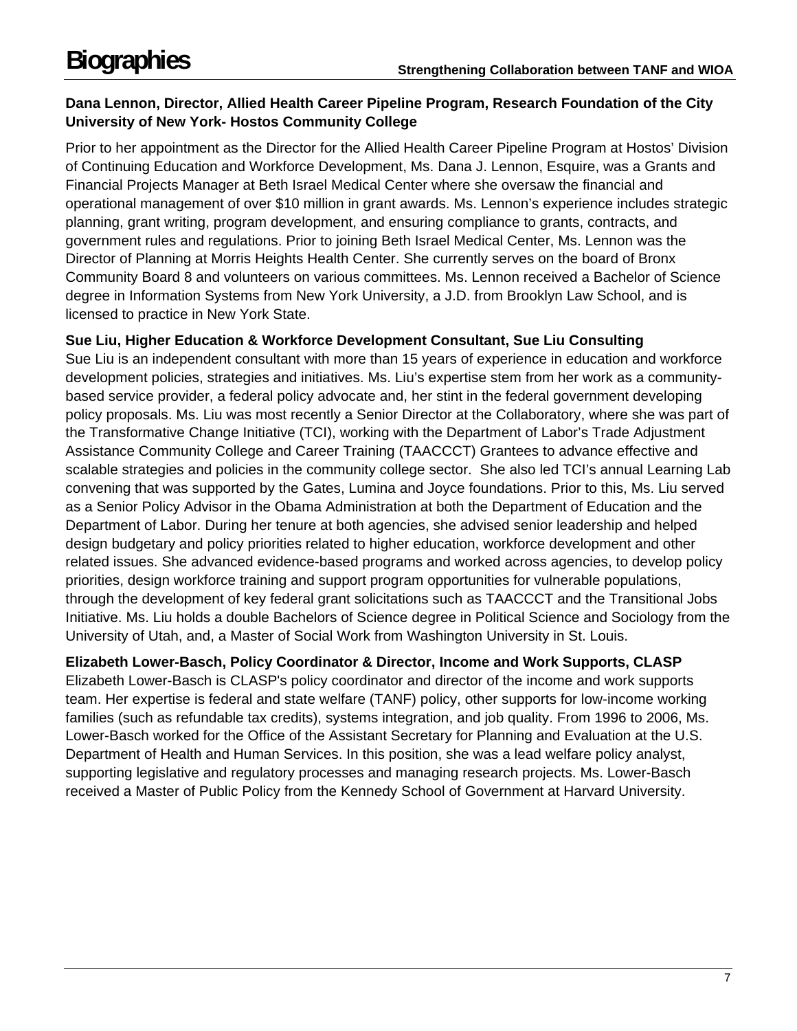# Biographies

**Dana Lennon, Director, Allied Health Career Pipeline Program, Research Foundation of the City University of New York- Hostos Community College**

Prior to her appointment as the Director for the Allied Health Career Pipeline Program at Hostos' Division of Continuing Education and Workforce Development, Ms. Dana J. Lennon, Esquire, was a Grants and Financial Projects Manager at Beth Israel Medical Center where she oversaw the financial and operational management of over $10 million in grant awards. Ms. Lennon's experience includes strategic planning, grant writing, program development, and ensuring compliance to grants, contracts, and government rules and regulations. Prior to joining Beth Israel Medical Center, Ms. Lennon was the Director of Planning at Morris Heights Health Center. She currently serves on the board of Bronx Community Board 8 and volunteers on various committees. Ms. Lennon received a Bachelor of Science degree in Information Systems from New York University, a J.D. from Brooklyn Law School, and is licensed to practice in New York State.

**Sue Liu, Higher Education & Workforce Development Consultant, Sue Liu Consulting**

Sue Liu is an independent consultant with more than 15 years of experience in education and workforce development policies, strategies and initiatives. Ms. Liu's expertise stem from her work as a community-based service provider, a federal policy advocate and, her stint in the federal government developing policy proposals. Ms. Liu was most recently a Senior Director at the Collaboratory, where she was part of the Transformative Change Initiative (TCI), working with the Department of Labor's Trade Adjustment Assistance Community College and Career Training (TAACCCT) Grantees to advance effective and scalable strategies and policies in the community college sector. She also led TCI's annual Learning Lab convening that was supported by the Gates, Lumina and Joyce foundations. Prior to this, Ms. Liu served as a Senior Policy Advisor in the Obama Administration at both the Department of Education and the Department of Labor. During her tenure at both agencies, she advised senior leadership and helped design budgetary and policy priorities related to higher education, workforce development and other related issues. She advanced evidence-based programs and worked across agencies, to develop policy priorities, design workforce training and support program opportunities for vulnerable populations, through the development of key federal grant solicitations such as TAACCCT and the Transitional Jobs Initiative. Ms. Liu holds a double Bachelors of Science degree in Political Science and Sociology from the University of Utah, and, a Master of Social Work from Washington University in St. Louis.

**Elizabeth Lower-Basch, Policy Coordinator & Director, Income and Work Supports, CLASP**

Elizabeth Lower-Basch is CLASP's policy coordinator and director of the income and work supports team. Her expertise is federal and state welfare (TANF) policy, other supports for low-income working families (such as refundable tax credits), systems integration, and job quality. From 1996 to 2006, Ms. Lower-Basch worked for the Office of the Assistant Secretary for Planning and Evaluation at the U.S. Department of Health and Human Services. In this position, she was a lead welfare policy analyst, supporting legislative and regulatory processes and managing research projects. Ms. Lower-Basch received a Master of Public Policy from the Kennedy School of Government at Harvard University.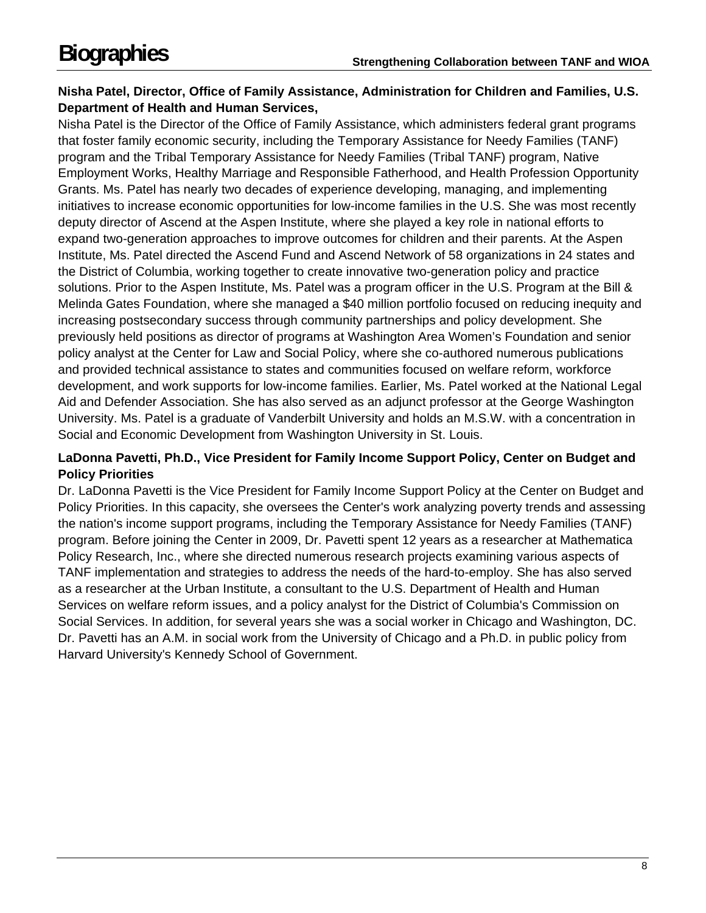# Biographies

**Nisha Patel, Director, Office of Family Assistance, Administration for Children and Families, U.S. Department of Health and Human Services,**

Nisha Patel is the Director of the Office of Family Assistance, which administers federal grant programs that foster family economic security, including the Temporary Assistance for Needy Families (TANF) program and the Tribal Temporary Assistance for Needy Families (Tribal TANF) program, Native Employment Works, Healthy Marriage and Responsible Fatherhood, and Health Profession Opportunity Grants. Ms. Patel has nearly two decades of experience developing, managing, and implementing initiatives to increase economic opportunities for low-income families in the U.S. She was most recently deputy director of Ascend at the Aspen Institute, where she played a key role in national efforts to expand two-generation approaches to improve outcomes for children and their parents. At the Aspen Institute, Ms. Patel directed the Ascend Fund and Ascend Network of 58 organizations in 24 states and the District of Columbia, working together to create innovative two-generation policy and practice solutions. Prior to the Aspen Institute, Ms. Patel was a program officer in the U.S. Program at the Bill & Melinda Gates Foundation, where she managed a $40 million portfolio focused on reducing inequity and increasing postsecondary success through community partnerships and policy development. She previously held positions as director of programs at Washington Area Women's Foundation and senior policy analyst at the Center for Law and Social Policy, where she co-authored numerous publications and provided technical assistance to states and communities focused on welfare reform, workforce development, and work supports for low-income families. Earlier, Ms. Patel worked at the National Legal Aid and Defender Association. She has also served as an adjunct professor at the George Washington University. Ms. Patel is a graduate of Vanderbilt University and holds an M.S.W. with a concentration in Social and Economic Development from Washington University in St. Louis.

**LaDonna Pavetti, Ph.D., Vice President for Family Income Support Policy, Center on Budget and Policy Priorities**

Dr. LaDonna Pavetti is the Vice President for Family Income Support Policy at the Center on Budget and Policy Priorities. In this capacity, she oversees the Center's work analyzing poverty trends and assessing the nation's income support programs, including the Temporary Assistance for Needy Families (TANF) program. Before joining the Center in 2009, Dr. Pavetti spent 12 years as a researcher at Mathematica Policy Research, Inc., where she directed numerous research projects examining various aspects of TANF implementation and strategies to address the needs of the hard-to-employ. She has also served as a researcher at the Urban Institute, a consultant to the U.S. Department of Health and Human Services on welfare reform issues, and a policy analyst for the District of Columbia's Commission on Social Services. In addition, for several years she was a social worker in Chicago and Washington, DC. Dr. Pavetti has an A.M. in social work from the University of Chicago and a Ph.D. in public policy from Harvard University's Kennedy School of Government.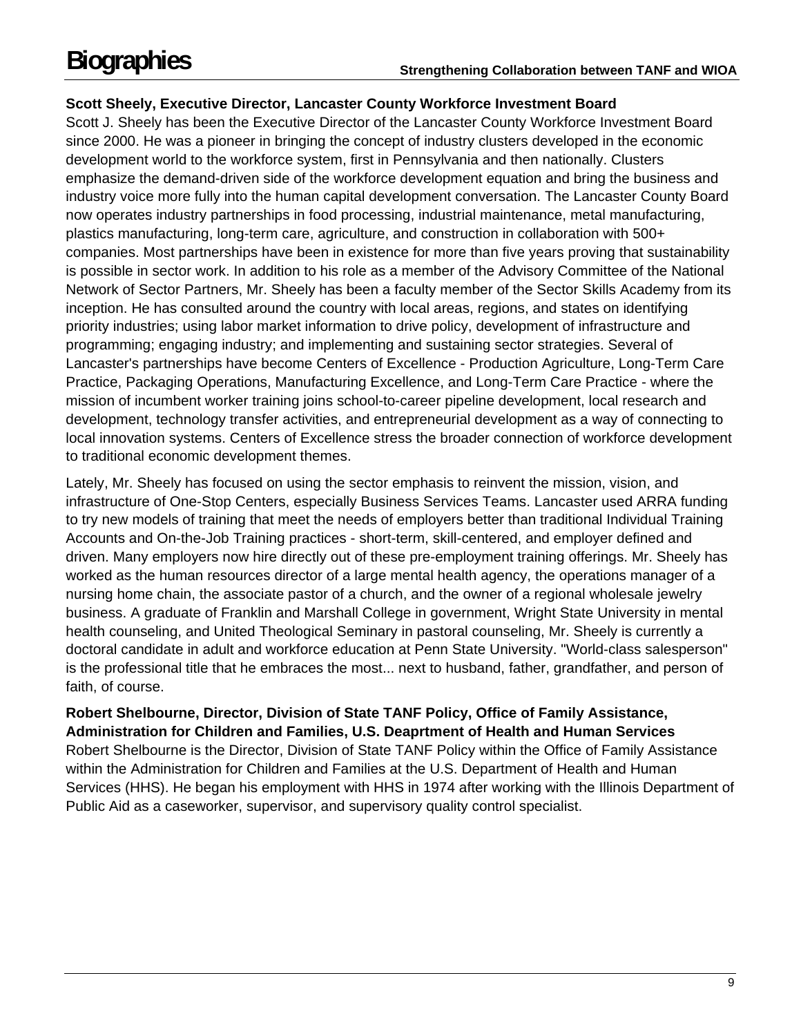# Biographies

**Scott Sheely, Executive Director, Lancaster County Workforce Investment Board**

Scott J. Sheely has been the Executive Director of the Lancaster County Workforce Investment Board since 2000. He was a pioneer in bringing the concept of industry clusters developed in the economic development world to the workforce system, first in Pennsylvania and then nationally. Clusters emphasize the demand-driven side of the workforce development equation and bring the business and industry voice more fully into the human capital development conversation. The Lancaster County Board now operates industry partnerships in food processing, industrial maintenance, metal manufacturing, plastics manufacturing, long-term care, agriculture, and construction in collaboration with 500+ companies. Most partnerships have been in existence for more than five years proving that sustainability is possible in sector work. In addition to his role as a member of the Advisory Committee of the National Network of Sector Partners, Mr. Sheely has been a faculty member of the Sector Skills Academy from its inception. He has consulted around the country with local areas, regions, and states on identifying priority industries; using labor market information to drive policy, development of infrastructure and programming; engaging industry; and implementing and sustaining sector strategies. Several of Lancaster's partnerships have become Centers of Excellence - Production Agriculture, Long-Term Care Practice, Packaging Operations, Manufacturing Excellence, and Long-Term Care Practice - where the mission of incumbent worker training joins school-to-career pipeline development, local research and development, technology transfer activities, and entrepreneurial development as a way of connecting to local innovation systems. Centers of Excellence stress the broader connection of workforce development to traditional economic development themes.

Lately, Mr. Sheely has focused on using the sector emphasis to reinvent the mission, vision, and infrastructure of One-Stop Centers, especially Business Services Teams. Lancaster used ARRA funding to try new models of training that meet the needs of employers better than traditional Individual Training Accounts and On-the-Job Training practices - short-term, skill-centered, and employer defined and driven. Many employers now hire directly out of these pre-employment training offerings. Mr. Sheely has worked as the human resources director of a large mental health agency, the operations manager of a nursing home chain, the associate pastor of a church, and the owner of a regional wholesale jewelry business. A graduate of Franklin and Marshall College in government, Wright State University in mental health counseling, and United Theological Seminary in pastoral counseling, Mr. Sheely is currently a doctoral candidate in adult and workforce education at Penn State University. "World-class salesperson" is the professional title that he embraces the most... next to husband, father, grandfather, and person of faith, of course.

**Robert Shelbourne, Director, Division of State TANF Policy, Office of Family Assistance, Administration for Children and Families, U.S. Deaprtment of Health and Human Services**

Robert Shelbourne is the Director, Division of State TANF Policy within the Office of Family Assistance within the Administration for Children and Families at the U.S. Department of Health and Human Services (HHS). He began his employment with HHS in 1974 after working with the Illinois Department of Public Aid as a caseworker, supervisor, and supervisory quality control specialist.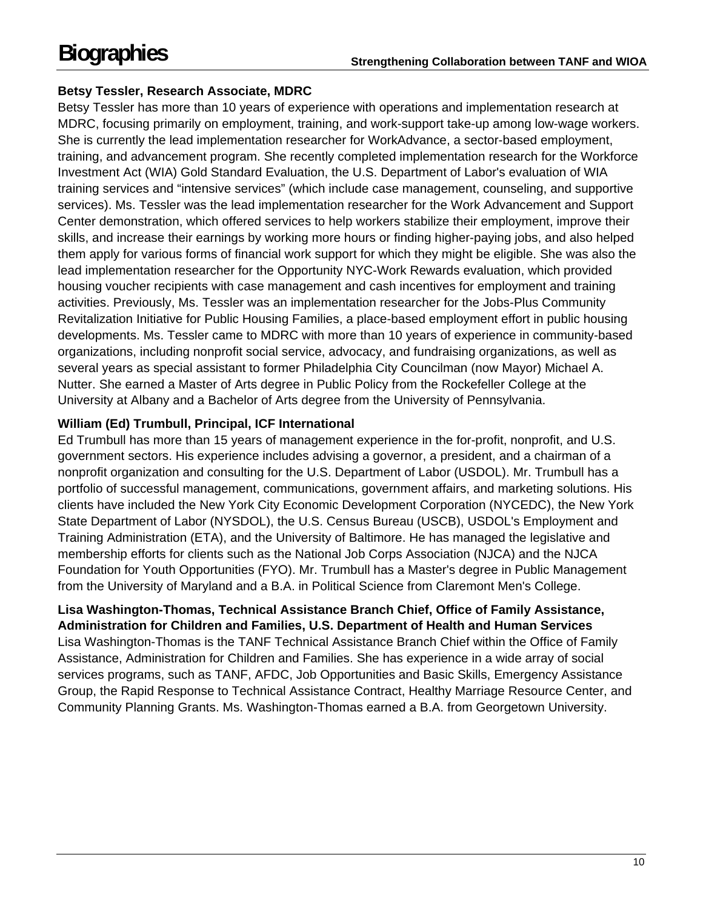# Biographies

**Betsy Tessler, Research Associate, MDRC**

Betsy Tessler has more than 10 years of experience with operations and implementation research at MDRC, focusing primarily on employment, training, and work-support take-up among low-wage workers. She is currently the lead implementation researcher for WorkAdvance, a sector-based employment, training, and advancement program. She recently completed implementation research for the Workforce Investment Act (WIA) Gold Standard Evaluation, the U.S. Department of Labor's evaluation of WIA training services and "intensive services" (which include case management, counseling, and supportive services). Ms. Tessler was the lead implementation researcher for the Work Advancement and Support Center demonstration, which offered services to help workers stabilize their employment, improve their skills, and increase their earnings by working more hours or finding higher-paying jobs, and also helped them apply for various forms of financial work support for which they might be eligible. She was also the lead implementation researcher for the Opportunity NYC-Work Rewards evaluation, which provided housing voucher recipients with case management and cash incentives for employment and training activities. Previously, Ms. Tessler was an implementation researcher for the Jobs-Plus Community Revitalization Initiative for Public Housing Families, a place-based employment effort in public housing developments. Ms. Tessler came to MDRC with more than 10 years of experience in community-based organizations, including nonprofit social service, advocacy, and fundraising organizations, as well as several years as special assistant to former Philadelphia City Councilman (now Mayor) Michael A. Nutter. She earned a Master of Arts degree in Public Policy from the Rockefeller College at the University at Albany and a Bachelor of Arts degree from the University of Pennsylvania.

**William (Ed) Trumbull, Principal, ICF International**

Ed Trumbull has more than 15 years of management experience in the for-profit, nonprofit, and U.S. government sectors. His experience includes advising a governor, a president, and a chairman of a nonprofit organization and consulting for the U.S. Department of Labor (USDOL). Mr. Trumbull has a portfolio of successful management, communications, government affairs, and marketing solutions. His clients have included the New York City Economic Development Corporation (NYCEDC), the New York State Department of Labor (NYSDOL), the U.S. Census Bureau (USCB), USDOL's Employment and Training Administration (ETA), and the University of Baltimore. He has managed the legislative and membership efforts for clients such as the National Job Corps Association (NJCA) and the NJCA Foundation for Youth Opportunities (FYO). Mr. Trumbull has a Master's degree in Public Management from the University of Maryland and a B.A. in Political Science from Claremont Men's College.

**Lisa Washington-Thomas, Technical Assistance Branch Chief, Office of Family Assistance, Administration for Children and Families, U.S. Department of Health and Human Services**

Lisa Washington-Thomas is the TANF Technical Assistance Branch Chief within the Office of Family Assistance, Administration for Children and Families. She has experience in a wide array of social services programs, such as TANF, AFDC, Job Opportunities and Basic Skills, Emergency Assistance Group, the Rapid Response to Technical Assistance Contract, Healthy Marriage Resource Center, and Community Planning Grants. Ms. Washington-Thomas earned a B.A. from Georgetown University.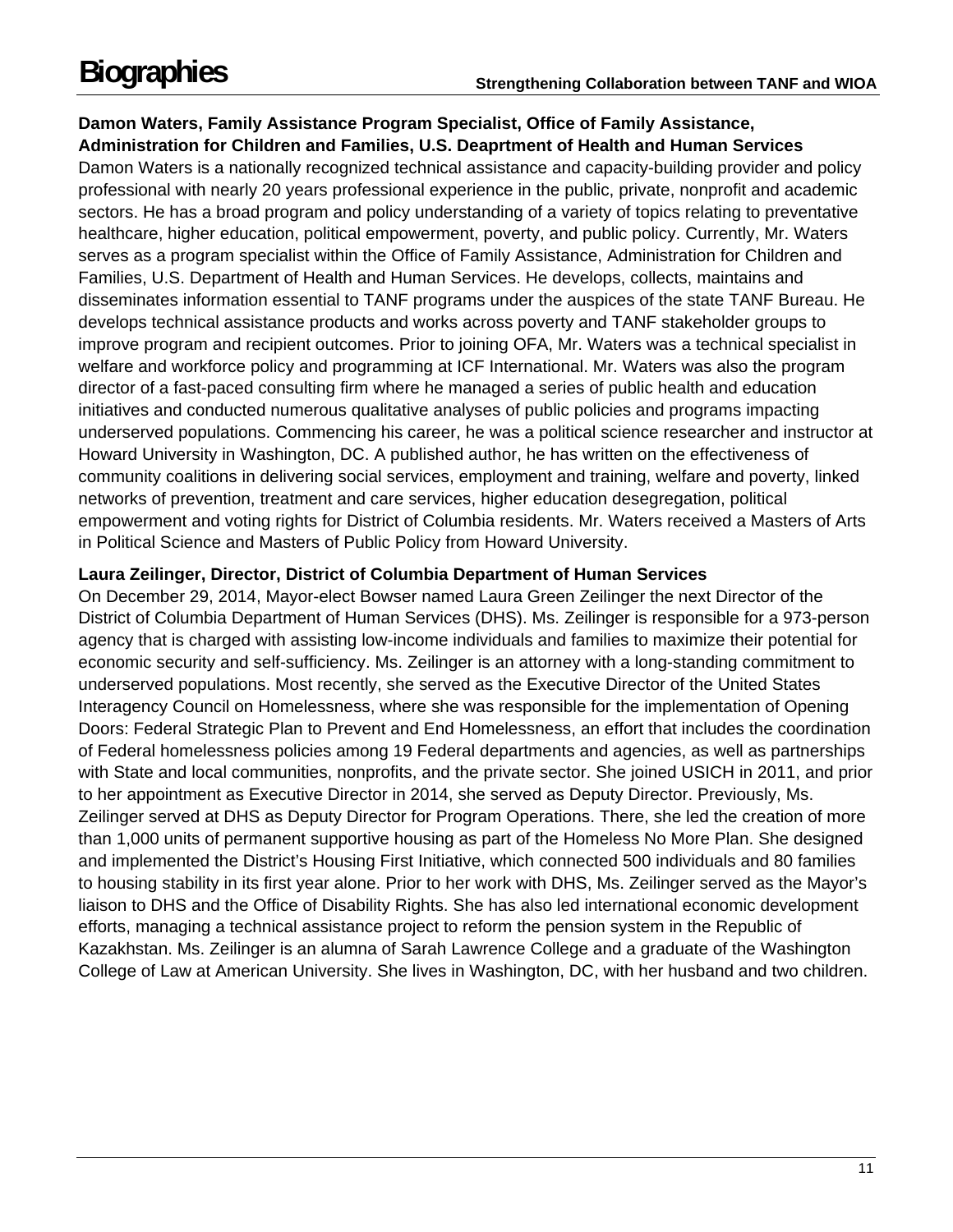# Biographies

**Damon Waters, Family Assistance Program Specialist, Office of Family Assistance, Administration for Children and Families, U.S. Deaprtment of Health and Human Services**

Damon Waters is a nationally recognized technical assistance and capacity-building provider and policy professional with nearly 20 years professional experience in the public, private, nonprofit and academic sectors. He has a broad program and policy understanding of a variety of topics relating to preventative healthcare, higher education, political empowerment, poverty, and public policy. Currently, Mr. Waters serves as a program specialist within the Office of Family Assistance, Administration for Children and Families, U.S. Department of Health and Human Services. He develops, collects, maintains and disseminates information essential to TANF programs under the auspices of the state TANF Bureau. He develops technical assistance products and works across poverty and TANF stakeholder groups to improve program and recipient outcomes. Prior to joining OFA, Mr. Waters was a technical specialist in welfare and workforce policy and programming at ICF International. Mr. Waters was also the program director of a fast-paced consulting firm where he managed a series of public health and education initiatives and conducted numerous qualitative analyses of public policies and programs impacting underserved populations. Commencing his career, he was a political science researcher and instructor at Howard University in Washington, DC. A published author, he has written on the effectiveness of community coalitions in delivering social services, employment and training, welfare and poverty, linked networks of prevention, treatment and care services, higher education desegregation, political empowerment and voting rights for District of Columbia residents. Mr. Waters received a Masters of Arts in Political Science and Masters of Public Policy from Howard University.

**Laura Zeilinger, Director, District of Columbia Department of Human Services**

On December 29, 2014, Mayor-elect Bowser named Laura Green Zeilinger the next Director of the District of Columbia Department of Human Services (DHS). Ms. Zeilinger is responsible for a 973-person agency that is charged with assisting low-income individuals and families to maximize their potential for economic security and self-sufficiency. Ms. Zeilinger is an attorney with a long-standing commitment to underserved populations. Most recently, she served as the Executive Director of the United States Interagency Council on Homelessness, where she was responsible for the implementation of Opening Doors: Federal Strategic Plan to Prevent and End Homelessness, an effort that includes the coordination of Federal homelessness policies among 19 Federal departments and agencies, as well as partnerships with State and local communities, nonprofits, and the private sector. She joined USICH in 2011, and prior to her appointment as Executive Director in 2014, she served as Deputy Director. Previously, Ms. Zeilinger served at DHS as Deputy Director for Program Operations. There, she led the creation of more than 1,000 units of permanent supportive housing as part of the Homeless No More Plan. She designed and implemented the District's Housing First Initiative, which connected 500 individuals and 80 families to housing stability in its first year alone. Prior to her work with DHS, Ms. Zeilinger served as the Mayor's liaison to DHS and the Office of Disability Rights. She has also led international economic development efforts, managing a technical assistance project to reform the pension system in the Republic of Kazakhstan. Ms. Zeilinger is an alumna of Sarah Lawrence College and a graduate of the Washington College of Law at American University. She lives in Washington, DC, with her husband and two children.